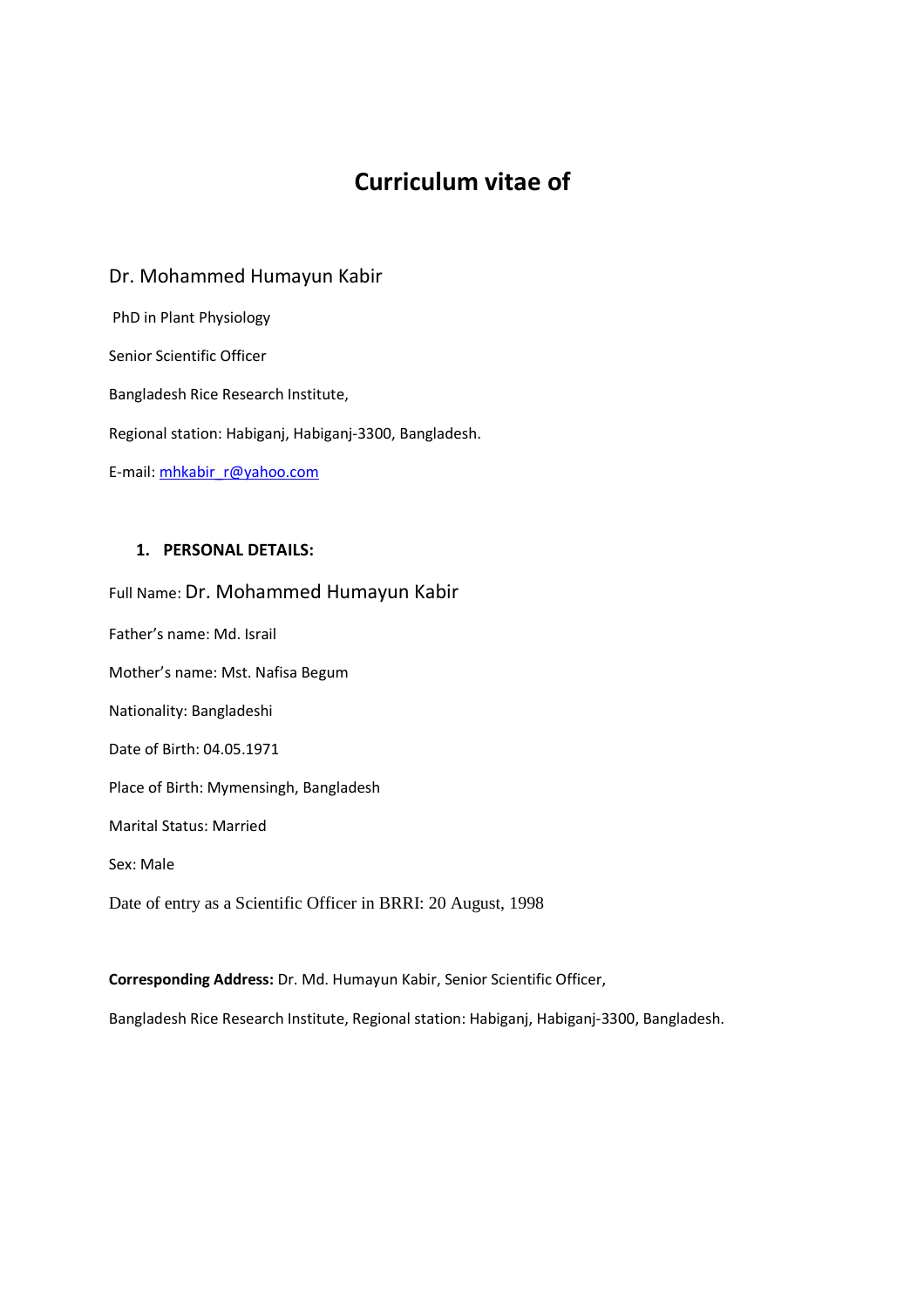# Curriculum vitae of

Dr. Mohammed Humayun Kabir

PhD in Plant Physiology

Senior Scientific Officer

Bangladesh Rice Research Institute,

Regional station: Habiganj, Habiganj-3300, Bangladesh.

E-mail: mhkabir_r@yahoo.com

## 1. PERSONAL DETAILS:

Full Name: Dr. Mohammed Humayun Kabir

Father's name: Md. Israil

Mother's name: Mst. Nafisa Begum

Nationality: Bangladeshi

Date of Birth: 04.05.1971

Place of Birth: Mymensingh, Bangladesh

Marital Status: Married

Sex: Male

Date of entry as a Scientific Officer in BRRI: 20 August, 1998

**Corresponding Address:** Dr. Md. Humayun Kabir, Senior Scientific Officer,

Bangladesh Rice Research Institute, Regional station: Habiganj, Habiganj-3300, Bangladesh.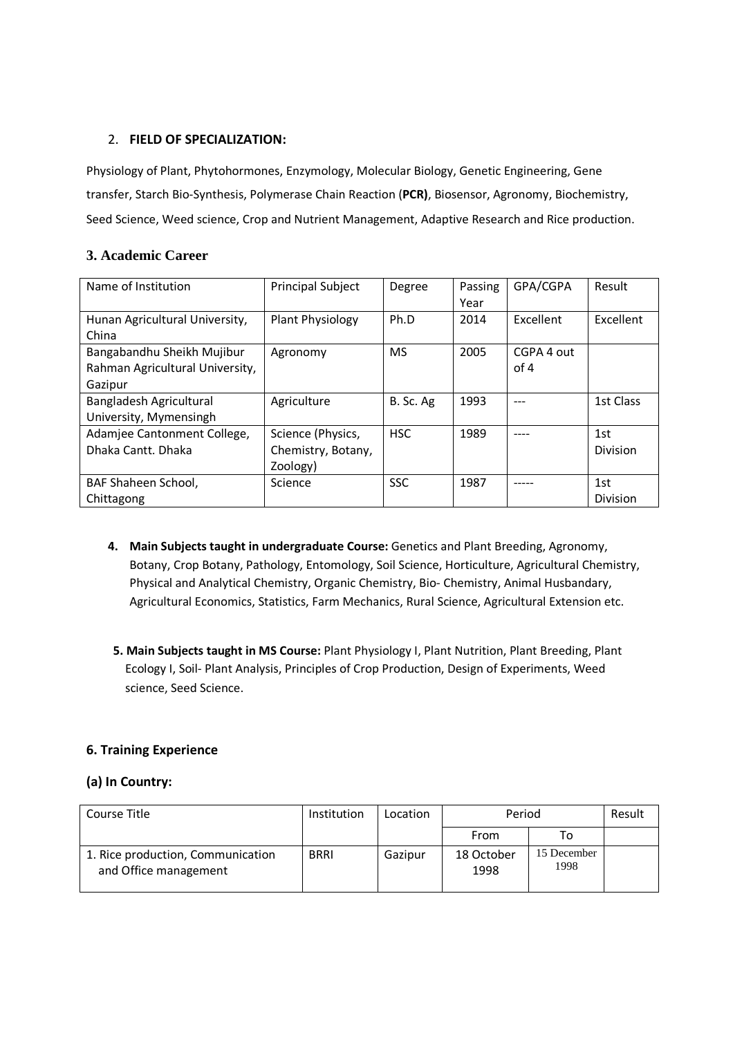## 2. **FIELD OF SPECIALIZATION:**

Physiology of Plant, Phytohormones, Enzymology, Molecular Biology, Genetic Engineering, Gene transfer, Starch Bio-Synthesis, Polymerase Chain Reaction (**PCR)**, Biosensor, Agronomy, Biochemistry, Seed Science, Weed science, Crop and Nutrient Management, Adaptive Research and Rice production.

## 3. Academic Career

| Name of Institution | Principal Subject | Degree | Passing Year | GPA/CGPA | Result |
|---|---|---|---|---|---|
| Hunan Agricultural University, China | Plant Physiology | Ph.D | 2014 | Excellent | Excellent |
| Bangabandhu Sheikh Mujibur Rahman Agricultural University, Gazipur | Agronomy | MS | 2005 | CGPA 4 out of 4 | |
| Bangladesh Agricultural University, Mymensingh | Agriculture | B. Sc. Ag | 1993 | --- | 1st Class |
| Adamjee Cantonment College, Dhaka Cantt. Dhaka | Science (Physics, Chemistry, Botany, Zoology) | HSC | 1989 | ---- | 1st Division |
| BAF Shaheen School, Chittagong | Science | SSC | 1987 | ----- | 1st Division |

4. **Main Subjects taught in undergraduate Course:** Genetics and Plant Breeding, Agronomy, Botany, Crop Botany, Pathology, Entomology, Soil Science, Horticulture, Agricultural Chemistry, Physical and Analytical Chemistry, Organic Chemistry, Bio- Chemistry, Animal Husbandary, Agricultural Economics, Statistics, Farm Mechanics, Rural Science, Agricultural Extension etc.

5. **Main Subjects taught in MS Course:** Plant Physiology I, Plant Nutrition, Plant Breeding, Plant Ecology I, Soil- Plant Analysis, Principles of Crop Production, Design of Experiments, Weed science, Seed Science.

## 6. Training Experience

### (a) In Country:

| Course Title | Institution | Location | Period | | Result |
|---|---|---|---|---|---|
| | | | From | To | |
| 1. Rice production, Communication and Office management | BRRI | Gazipur | 18 October 1998 | 15 December 1998 | |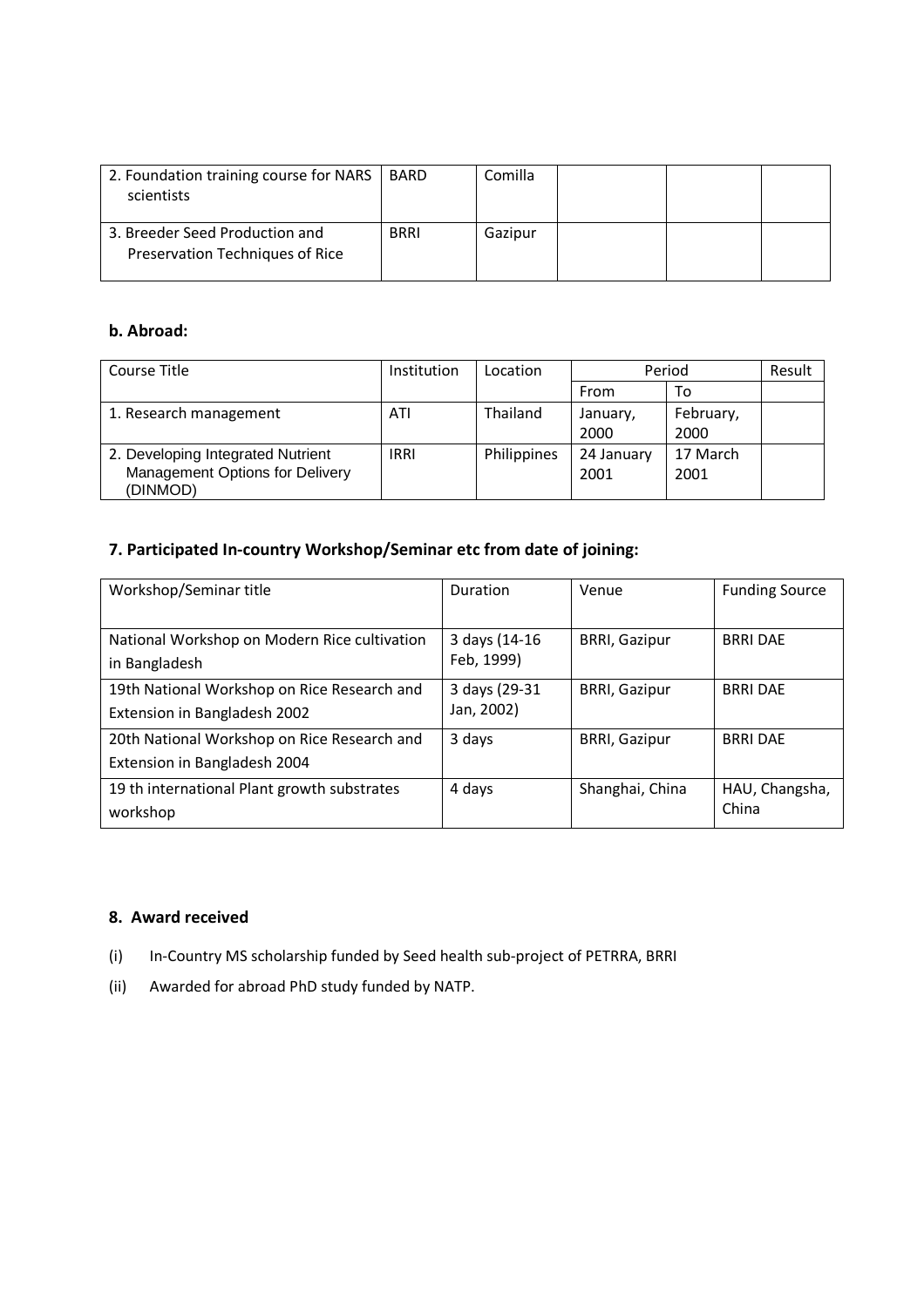| 2. Foundation training course for NARS scientists | BARD | Comilla | | | |
|---|---|---|---|---|---|
| 3. Breeder Seed Production and Preservation Techniques of Rice | BRRI | Gazipur | | | |

**b. Abroad:**

| Course Title | Institution | Location | Period | | Result |
|---|---|---|---|---|---|
| | | | From | To | |
| 1. Research management | ATI | Thailand | January, 2000 | February, 2000 | |
| 2. Developing Integrated Nutrient Management Options for Delivery (DINMOD) | IRRI | Philippines | 24 January 2001 | 17 March 2001 | |

### 7. Participated In-country Workshop/Seminar etc from date of joining:

| Workshop/Seminar title | Duration | Venue | Funding Source |
|---|---|---|---|
| National Workshop on Modern Rice cultivation in Bangladesh | 3 days (14-16 Feb, 1999) | BRRI, Gazipur | BRRI DAE |
| 19th National Workshop on Rice Research and Extension in Bangladesh 2002 | 3 days (29-31 Jan, 2002) | BRRI, Gazipur | BRRI DAE |
| 20th National Workshop on Rice Research and Extension in Bangladesh 2004 | 3 days | BRRI, Gazipur | BRRI DAE |
| 19 th international Plant growth substrates workshop | 4 days | Shanghai, China | HAU, Changsha, China |

### 8. Award received

(i) In-Country MS scholarship funded by Seed health sub-project of PETRRA, BRRI

(ii) Awarded for abroad PhD study funded by NATP.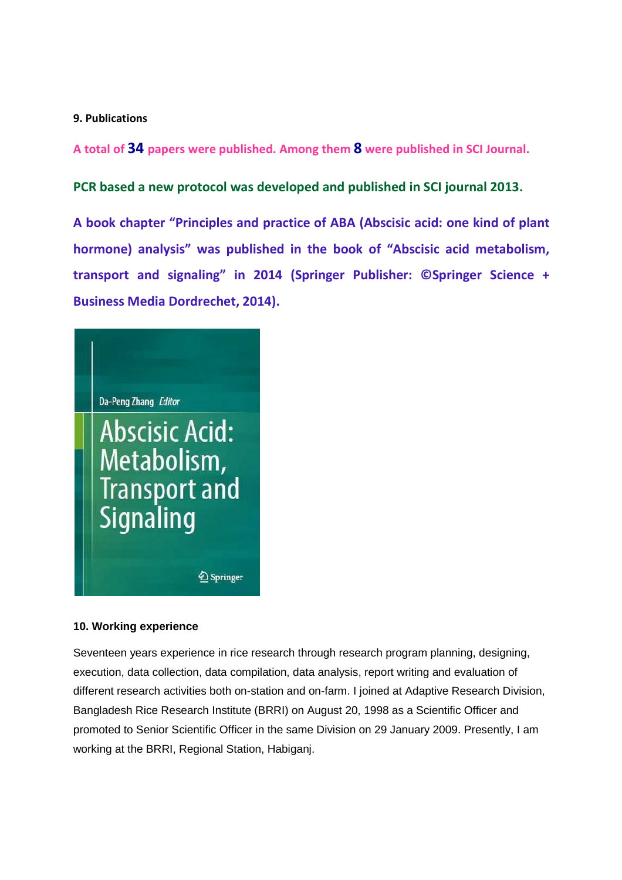**9. Publications**

**A total of 34 papers were published. Among them 8 were published in SCI Journal.**

**PCR based a new protocol was developed and published in SCI journal 2013.**

**A book chapter "Principles and practice of ABA (Abscisic acid: one kind of plant hormone) analysis" was published in the book of "Abscisic acid metabolism, transport and signaling" in 2014 (Springer Publisher: ©Springer Science + Business Media Dordrechet, 2014).**

**10. Working experience**

Seventeen years experience in rice research through research program planning, designing, execution, data collection, data compilation, data analysis, report writing and evaluation of different research activities both on-station and on-farm. I joined at Adaptive Research Division, Bangladesh Rice Research Institute (BRRI) on August 20, 1998 as a Scientific Officer and promoted to Senior Scientific Officer in the same Division on 29 January 2009. Presently, I am working at the BRRI, Regional Station, Habiganj.